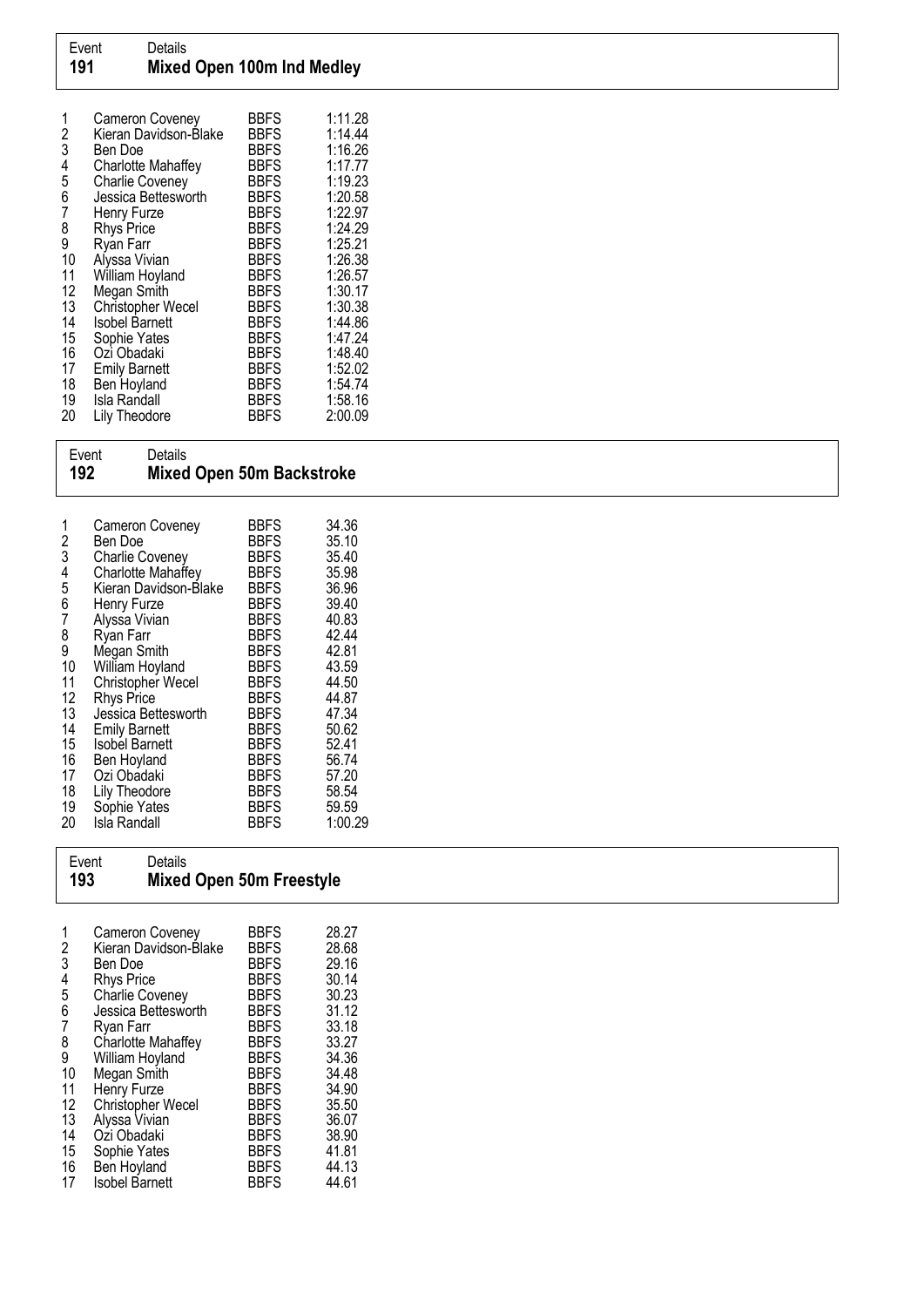Event 191 — **Mixed Open 100m Ind Medley**

| Place | Name | Club | Time |
|---|---|---|---|
| 1 | Cameron Coveney | BBFS | 1:11.28 |
| 2 | Kieran Davidson-Blake | BBFS | 1:14.44 |
| 3 | Ben Doe | BBFS | 1:16.26 |
| 4 | Charlotte Mahaffey | BBFS | 1:17.77 |
| 5 | Charlie Coveney | BBFS | 1:19.23 |
| 6 | Jessica Bettesworth | BBFS | 1:20.58 |
| 7 | Henry Furze | BBFS | 1:22.97 |
| 8 | Rhys Price | BBFS | 1:24.29 |
| 9 | Ryan Farr | BBFS | 1:25.21 |
| 10 | Alyssa Vivian | BBFS | 1:26.38 |
| 11 | William Hoyland | BBFS | 1:26.57 |
| 12 | Megan Smith | BBFS | 1:30.17 |
| 13 | Christopher Wecel | BBFS | 1:30.38 |
| 14 | Isobel Barnett | BBFS | 1:44.86 |
| 15 | Sophie Yates | BBFS | 1:47.24 |
| 16 | Ozi Obadaki | BBFS | 1:48.40 |
| 17 | Emily Barnett | BBFS | 1:52.02 |
| 18 | Ben Hoyland | BBFS | 1:54.74 |
| 19 | Isla Randall | BBFS | 1:58.16 |
| 20 | Lily Theodore | BBFS | 2:00.09 |

Event 192 — **Mixed Open 50m Backstroke**

| Place | Name | Club | Time |
|---|---|---|---|
| 1 | Cameron Coveney | BBFS | 34.36 |
| 2 | Ben Doe | BBFS | 35.10 |
| 3 | Charlie Coveney | BBFS | 35.40 |
| 4 | Charlotte Mahaffey | BBFS | 35.98 |
| 5 | Kieran Davidson-Blake | BBFS | 36.96 |
| 6 | Henry Furze | BBFS | 39.40 |
| 7 | Alyssa Vivian | BBFS | 40.83 |
| 8 | Ryan Farr | BBFS | 42.44 |
| 9 | Megan Smith | BBFS | 42.81 |
| 10 | William Hoyland | BBFS | 43.59 |
| 11 | Christopher Wecel | BBFS | 44.50 |
| 12 | Rhys Price | BBFS | 44.87 |
| 13 | Jessica Bettesworth | BBFS | 47.34 |
| 14 | Emily Barnett | BBFS | 50.62 |
| 15 | Isobel Barnett | BBFS | 52.41 |
| 16 | Ben Hoyland | BBFS | 56.74 |
| 17 | Ozi Obadaki | BBFS | 57.20 |
| 18 | Lily Theodore | BBFS | 58.54 |
| 19 | Sophie Yates | BBFS | 59.59 |
| 20 | Isla Randall | BBFS | 1:00.29 |

Event 193 — **Mixed Open 50m Freestyle**

| Place | Name | Club | Time |
|---|---|---|---|
| 1 | Cameron Coveney | BBFS | 28.27 |
| 2 | Kieran Davidson-Blake | BBFS | 28.68 |
| 3 | Ben Doe | BBFS | 29.16 |
| 4 | Rhys Price | BBFS | 30.14 |
| 5 | Charlie Coveney | BBFS | 30.23 |
| 6 | Jessica Bettesworth | BBFS | 31.12 |
| 7 | Ryan Farr | BBFS | 33.18 |
| 8 | Charlotte Mahaffey | BBFS | 33.27 |
| 9 | William Hoyland | BBFS | 34.36 |
| 10 | Megan Smith | BBFS | 34.48 |
| 11 | Henry Furze | BBFS | 34.90 |
| 12 | Christopher Wecel | BBFS | 35.50 |
| 13 | Alyssa Vivian | BBFS | 36.07 |
| 14 | Ozi Obadaki | BBFS | 38.90 |
| 15 | Sophie Yates | BBFS | 41.81 |
| 16 | Ben Hoyland | BBFS | 44.13 |
| 17 | Isobel Barnett | BBFS | 44.61 |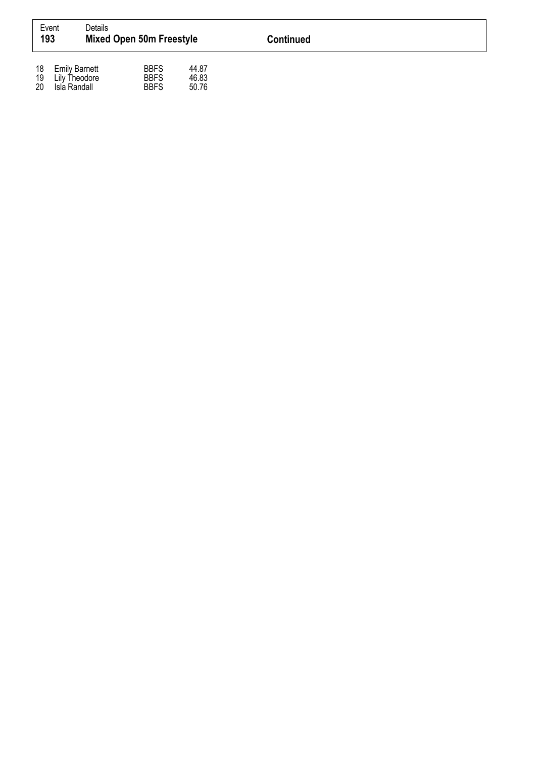| Event | Details | |
|---|---|---|
| **193** | **Mixed Open 50m Freestyle** | **Continued** |

| | | | |
|---|---|---|---|
| 18 | Emily Barnett | BBFS | 44.87 |
| 19 | Lily Theodore | BBFS | 46.83 |
| 20 | Isla Randall | BBFS | 50.76 |